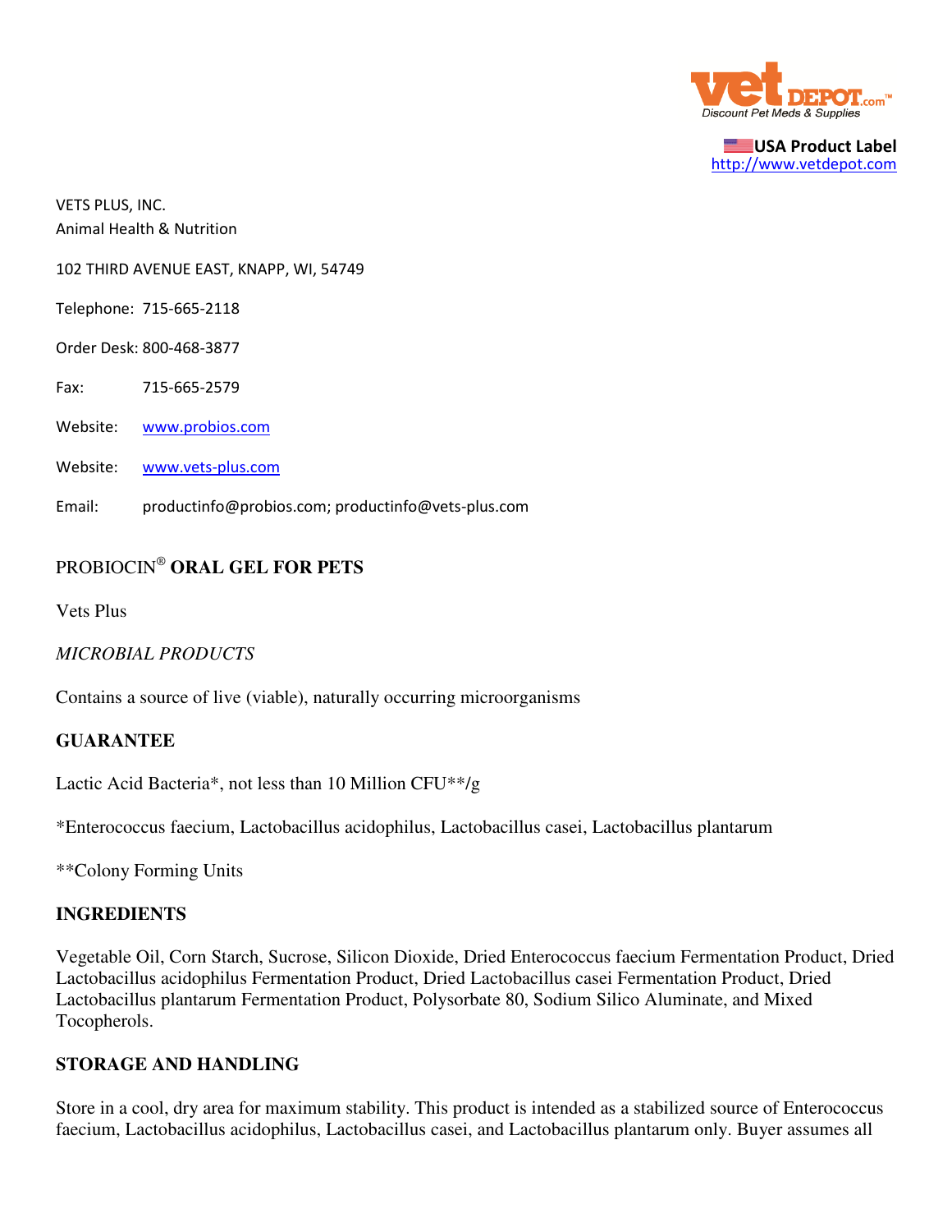USA Product Label
http://www.vetdepot.com

VETS PLUS, INC.
Animal Health & Nutrition

102 THIRD AVENUE EAST, KNAPP, WI, 54749

Telephone: 715-665-2118

Order Desk: 800-468-3877

Fax: 715-665-2579

Website: www.probios.com

Website: www.vets-plus.com

Email: productinfo@probios.com; productinfo@vets-plus.com

## PROBIOCIN® ORAL GEL FOR PETS

Vets Plus

*MICROBIAL PRODUCTS*

Contains a source of live (viable), naturally occurring microorganisms

### GUARANTEE

Lactic Acid Bacteria*, not less than 10 Million CFU**/g

*Enterococcus faecium, Lactobacillus acidophilus, Lactobacillus casei, Lactobacillus plantarum

**Colony Forming Units

### INGREDIENTS

Vegetable Oil, Corn Starch, Sucrose, Silicon Dioxide, Dried Enterococcus faecium Fermentation Product, Dried Lactobacillus acidophilus Fermentation Product, Dried Lactobacillus casei Fermentation Product, Dried Lactobacillus plantarum Fermentation Product, Polysorbate 80, Sodium Silico Aluminate, and Mixed Tocopherols.

### STORAGE AND HANDLING

Store in a cool, dry area for maximum stability. This product is intended as a stabilized source of Enterococcus faecium, Lactobacillus acidophilus, Lactobacillus casei, and Lactobacillus plantarum only. Buyer assumes all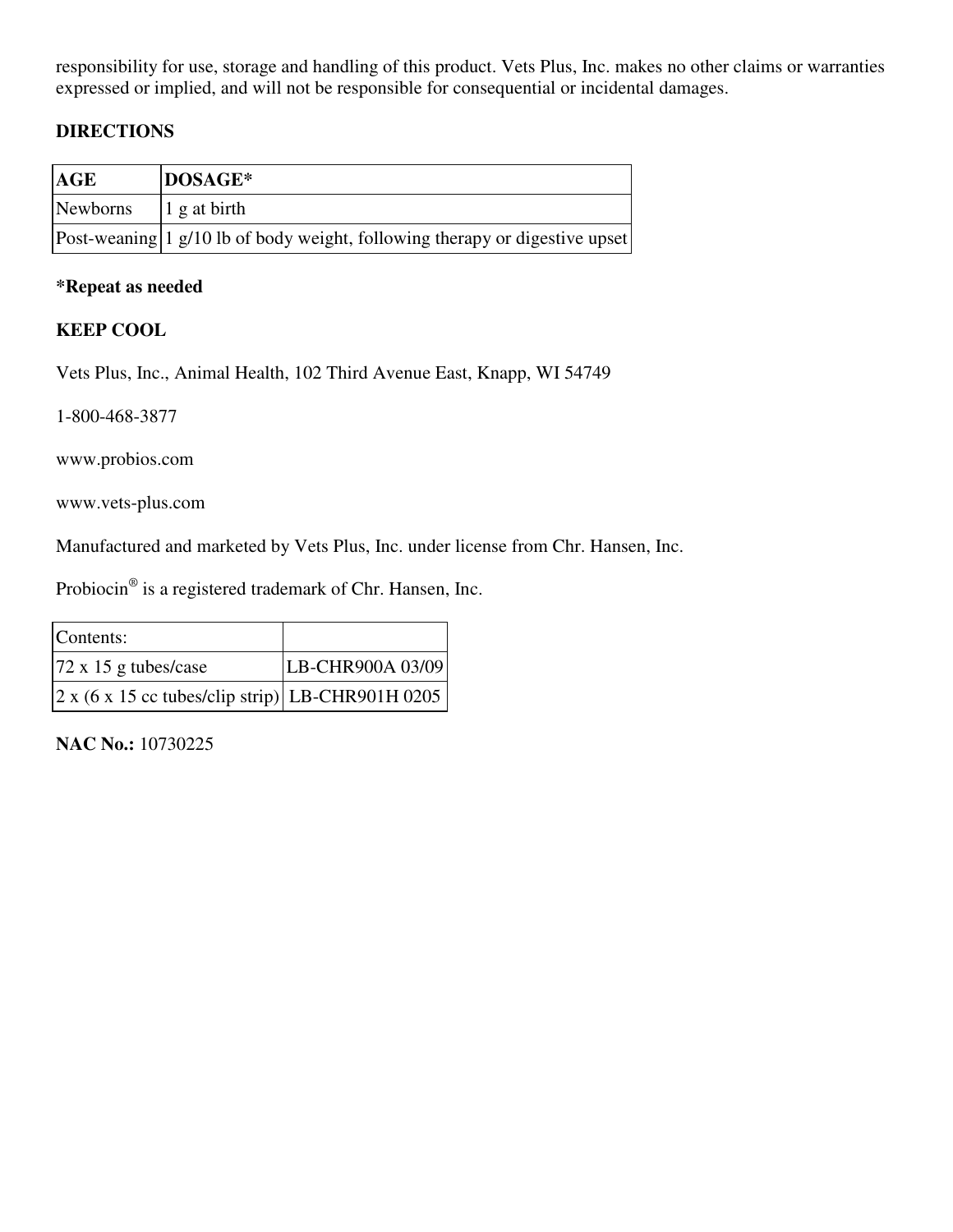responsibility for use, storage and handling of this product. Vets Plus, Inc. makes no other claims or warranties expressed or implied, and will not be responsible for consequential or incidental damages.

**DIRECTIONS**

| **AGE** | **DOSAGE*** |
|---|---|
| Newborns | 1 g at birth |
| Post-weaning | 1 g/10 lb of body weight, following therapy or digestive upset |

***Repeat as needed**

**KEEP COOL**

Vets Plus, Inc., Animal Health, 102 Third Avenue East, Knapp, WI 54749

1-800-468-3877

www.probios.com

www.vets-plus.com

Manufactured and marketed by Vets Plus, Inc. under license from Chr. Hansen, Inc.

Probiocin® is a registered trademark of Chr. Hansen, Inc.

| Contents: | |
|---|---|
| 72 x 15 g tubes/case | LB-CHR900A 03/09 |
| 2 x (6 x 15 cc tubes/clip strip) | LB-CHR901H 0205 |

**NAC No.:** 10730225